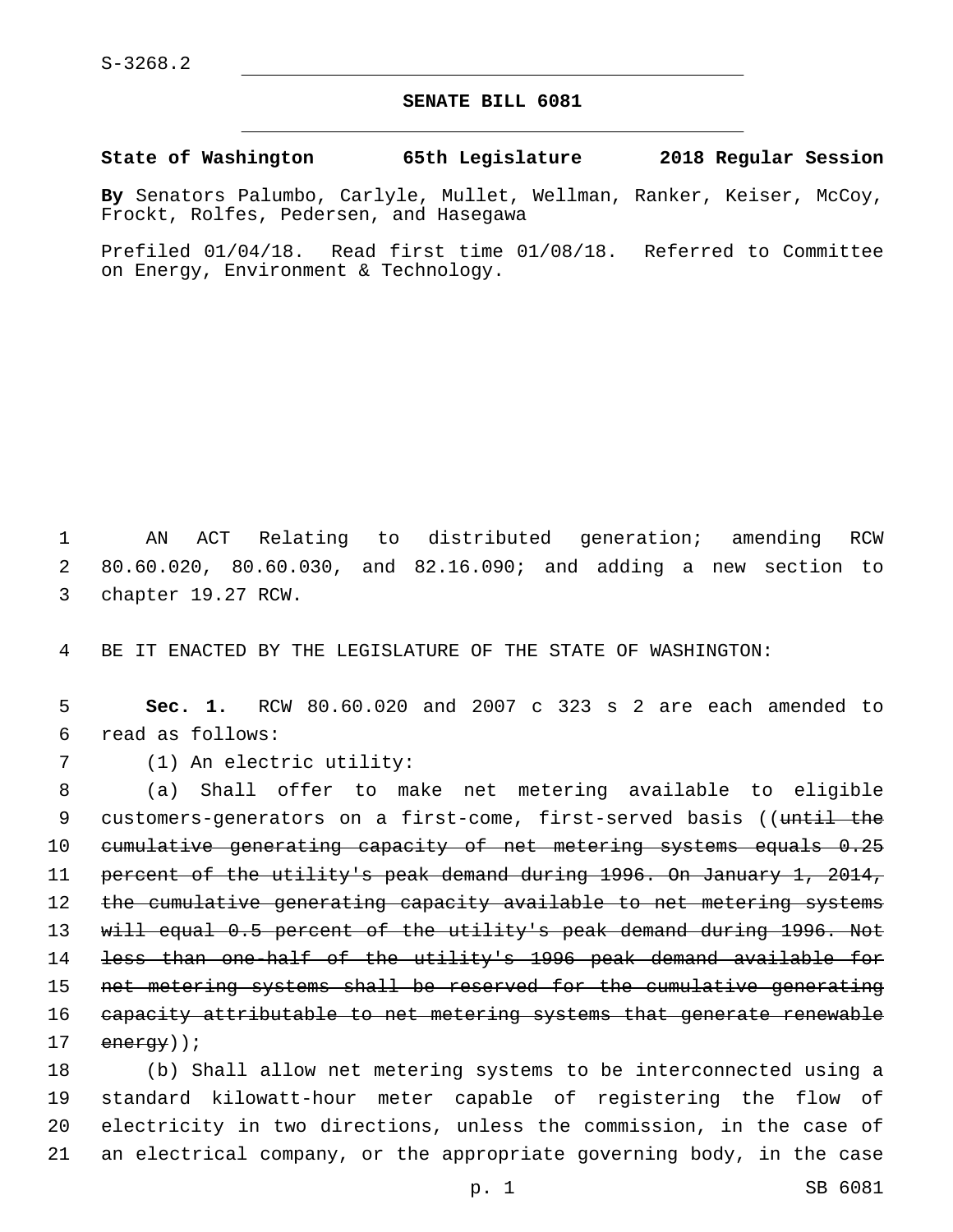S-3268.2

# SENATE BILL 6081

**State of Washington 65th Legislature 2018 Regular Session**

**By** Senators Palumbo, Carlyle, Mullet, Wellman, Ranker, Keiser, McCoy, Frockt, Rolfes, Pedersen, and Hasegawa

Prefiled 01/04/18. Read first time 01/08/18. Referred to Committee on Energy, Environment & Technology.

AN ACT Relating to distributed generation; amending RCW 80.60.020, 80.60.030, and 82.16.090; and adding a new section to chapter 19.27 RCW.

BE IT ENACTED BY THE LEGISLATURE OF THE STATE OF WASHINGTON:

**Sec. 1.** RCW 80.60.020 and 2007 c 323 s 2 are each amended to read as follows:

(1) An electric utility:

(a) Shall offer to make net metering available to eligible customers-generators on a first-come, first-served basis ((~~until the cumulative generating capacity of net metering systems equals 0.25 percent of the utility's peak demand during 1996. On January 1, 2014, the cumulative generating capacity available to net metering systems will equal 0.5 percent of the utility's peak demand during 1996. Not less than one-half of the utility's 1996 peak demand available for net metering systems shall be reserved for the cumulative generating capacity attributable to net metering systems that generate renewable energy~~));

(b) Shall allow net metering systems to be interconnected using a standard kilowatt-hour meter capable of registering the flow of electricity in two directions, unless the commission, in the case of an electrical company, or the appropriate governing body, in the case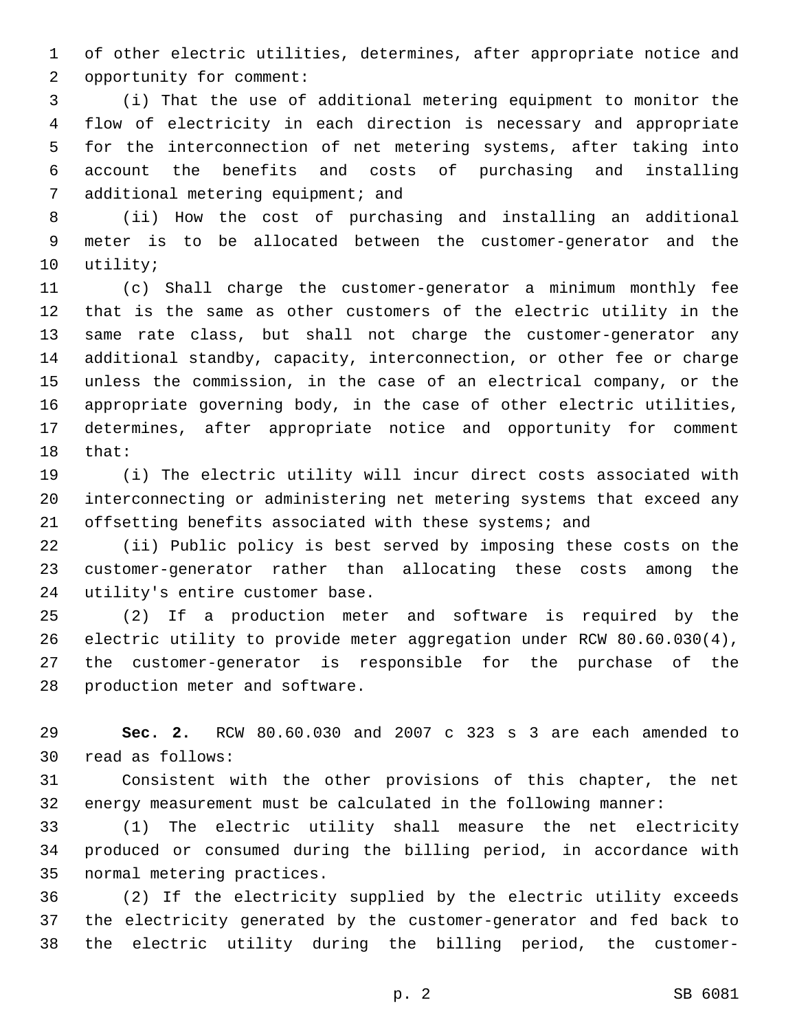of other electric utilities, determines, after appropriate notice and opportunity for comment:

(i) That the use of additional metering equipment to monitor the flow of electricity in each direction is necessary and appropriate for the interconnection of net metering systems, after taking into account the benefits and costs of purchasing and installing additional metering equipment; and

(ii) How the cost of purchasing and installing an additional meter is to be allocated between the customer-generator and the utility;

(c) Shall charge the customer-generator a minimum monthly fee that is the same as other customers of the electric utility in the same rate class, but shall not charge the customer-generator any additional standby, capacity, interconnection, or other fee or charge unless the commission, in the case of an electrical company, or the appropriate governing body, in the case of other electric utilities, determines, after appropriate notice and opportunity for comment that:

(i) The electric utility will incur direct costs associated with interconnecting or administering net metering systems that exceed any offsetting benefits associated with these systems; and

(ii) Public policy is best served by imposing these costs on the customer-generator rather than allocating these costs among the utility's entire customer base.

(2) If a production meter and software is required by the electric utility to provide meter aggregation under RCW 80.60.030(4), the customer-generator is responsible for the purchase of the production meter and software.

**Sec. 2.** RCW 80.60.030 and 2007 c 323 s 3 are each amended to read as follows:

Consistent with the other provisions of this chapter, the net energy measurement must be calculated in the following manner:

(1) The electric utility shall measure the net electricity produced or consumed during the billing period, in accordance with normal metering practices.

(2) If the electricity supplied by the electric utility exceeds the electricity generated by the customer-generator and fed back to the electric utility during the billing period, the customer-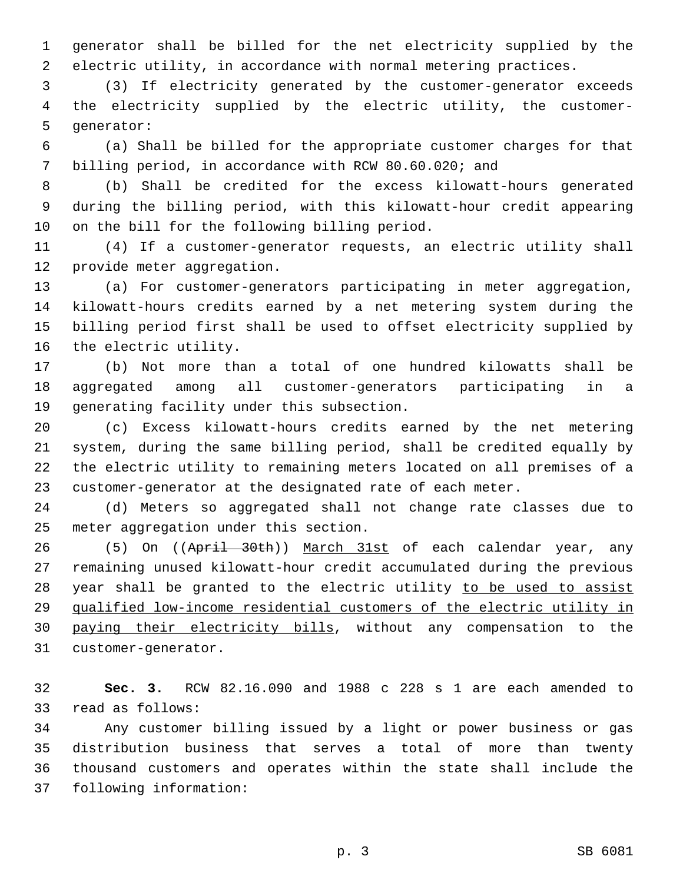generator shall be billed for the net electricity supplied by the electric utility, in accordance with normal metering practices.

(3) If electricity generated by the customer-generator exceeds the electricity supplied by the electric utility, the customer-generator:

(a) Shall be billed for the appropriate customer charges for that billing period, in accordance with RCW 80.60.020; and

(b) Shall be credited for the excess kilowatt-hours generated during the billing period, with this kilowatt-hour credit appearing on the bill for the following billing period.

(4) If a customer-generator requests, an electric utility shall provide meter aggregation.

(a) For customer-generators participating in meter aggregation, kilowatt-hours credits earned by a net metering system during the billing period first shall be used to offset electricity supplied by the electric utility.

(b) Not more than a total of one hundred kilowatts shall be aggregated among all customer-generators participating in a generating facility under this subsection.

(c) Excess kilowatt-hours credits earned by the net metering system, during the same billing period, shall be credited equally by the electric utility to remaining meters located on all premises of a customer-generator at the designated rate of each meter.

(d) Meters so aggregated shall not change rate classes due to meter aggregation under this section.

(5) On ((~~April 30th~~)) <u>March 31st</u> of each calendar year, any remaining unused kilowatt-hour credit accumulated during the previous year shall be granted to the electric utility <u>to be used to assist qualified low-income residential customers of the electric utility in paying their electricity bills</u>, without any compensation to the customer-generator.

**Sec. 3.** RCW 82.16.090 and 1988 c 228 s 1 are each amended to read as follows:

Any customer billing issued by a light or power business or gas distribution business that serves a total of more than twenty thousand customers and operates within the state shall include the following information: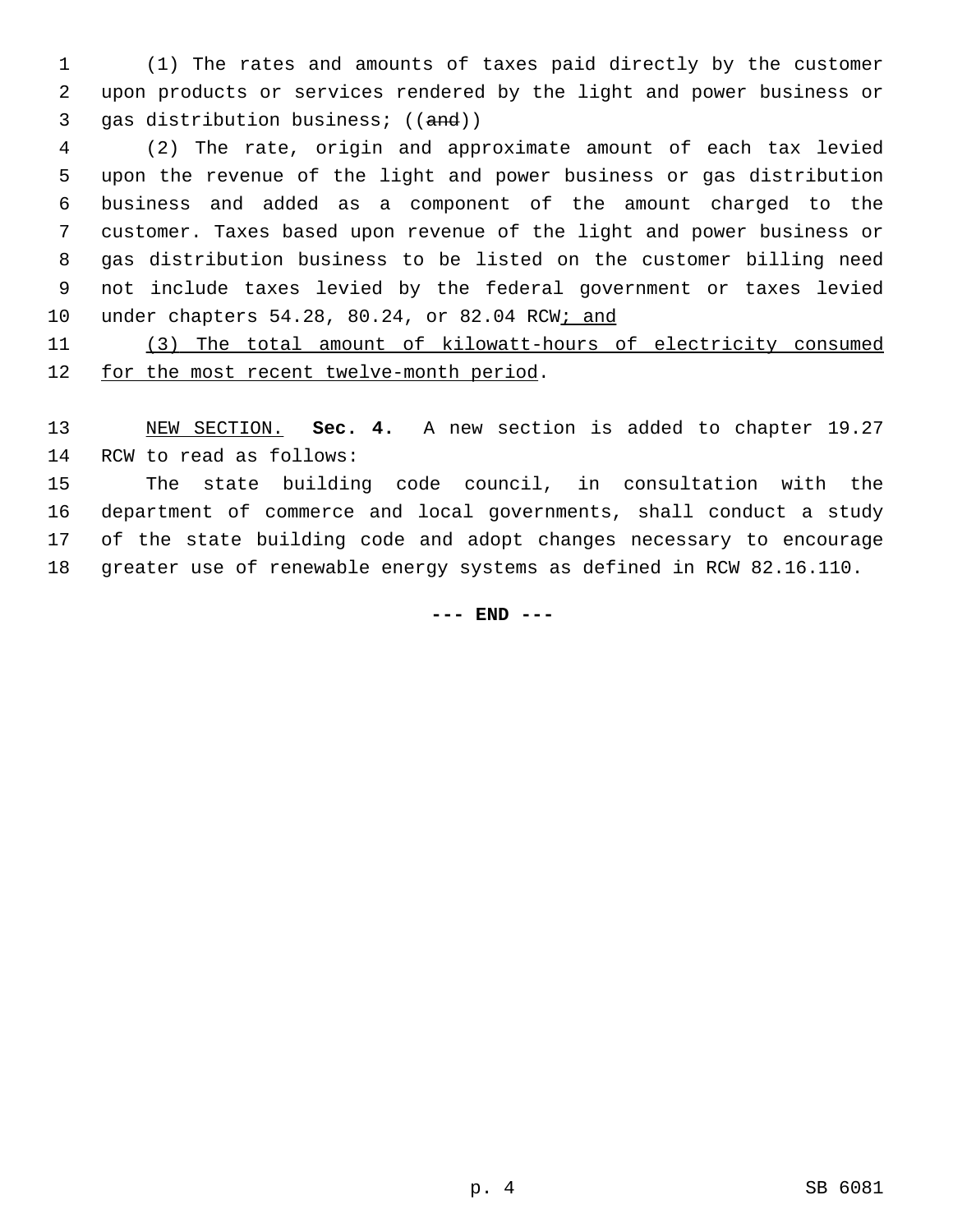(1) The rates and amounts of taxes paid directly by the customer upon products or services rendered by the light and power business or gas distribution business; ((~~and~~))

(2) The rate, origin and approximate amount of each tax levied upon the revenue of the light and power business or gas distribution business and added as a component of the amount charged to the customer. Taxes based upon revenue of the light and power business or gas distribution business to be listed on the customer billing need not include taxes levied by the federal government or taxes levied under chapters 54.28, 80.24, or 82.04 RCW<u>; and</u>

<u>(3) The total amount of kilowatt-hours of electricity consumed for the most recent twelve-month period</u>.

<u>NEW SECTION.</u> **Sec. 4.** A new section is added to chapter 19.27 RCW to read as follows:

The state building code council, in consultation with the department of commerce and local governments, shall conduct a study of the state building code and adopt changes necessary to encourage greater use of renewable energy systems as defined in RCW 82.16.110.

**--- END ---**